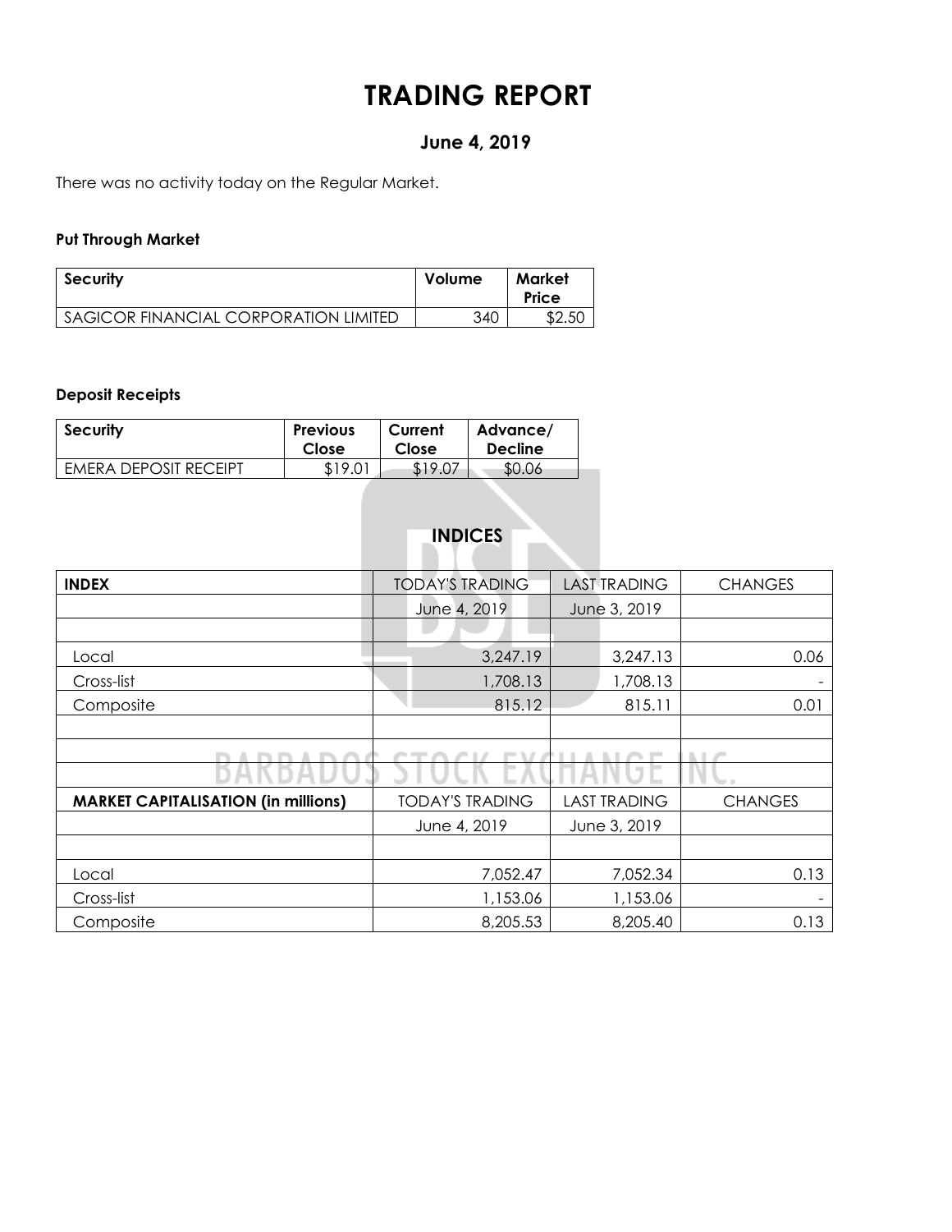# TRADING REPORT

## June 4, 2019

There was no activity today on the Regular Market.

**Put Through Market**

| Security | Volume | Market Price |
|---|---|---|
| SAGICOR FINANCIAL CORPORATION LIMITED | 340 | $2.50 |

**Deposit Receipts**

| Security | Previous Close | Current Close | Advance/ Decline |
|---|---|---|---|
| EMERA DEPOSIT RECEIPT | $19.01 | $19.07 | $0.06 |

## INDICES

| INDEX | TODAY'S TRADING | LAST TRADING | CHANGES |
|---|---|---|---|
| | June 4, 2019 | June 3, 2019 | |
| | | | |
| Local | 3,247.19 | 3,247.13 | 0.06 |
| Cross-list | 1,708.13 | 1,708.13 | - |
| Composite | 815.12 | 815.11 | 0.01 |

| MARKET CAPITALISATION (in millions) | TODAY'S TRADING | LAST TRADING | CHANGES |
|---|---|---|---|
| | June 4, 2019 | June 3, 2019 | |
| | | | |
| Local | 7,052.47 | 7,052.34 | 0.13 |
| Cross-list | 1,153.06 | 1,153.06 | - |
| Composite | 8,205.53 | 8,205.40 | 0.13 |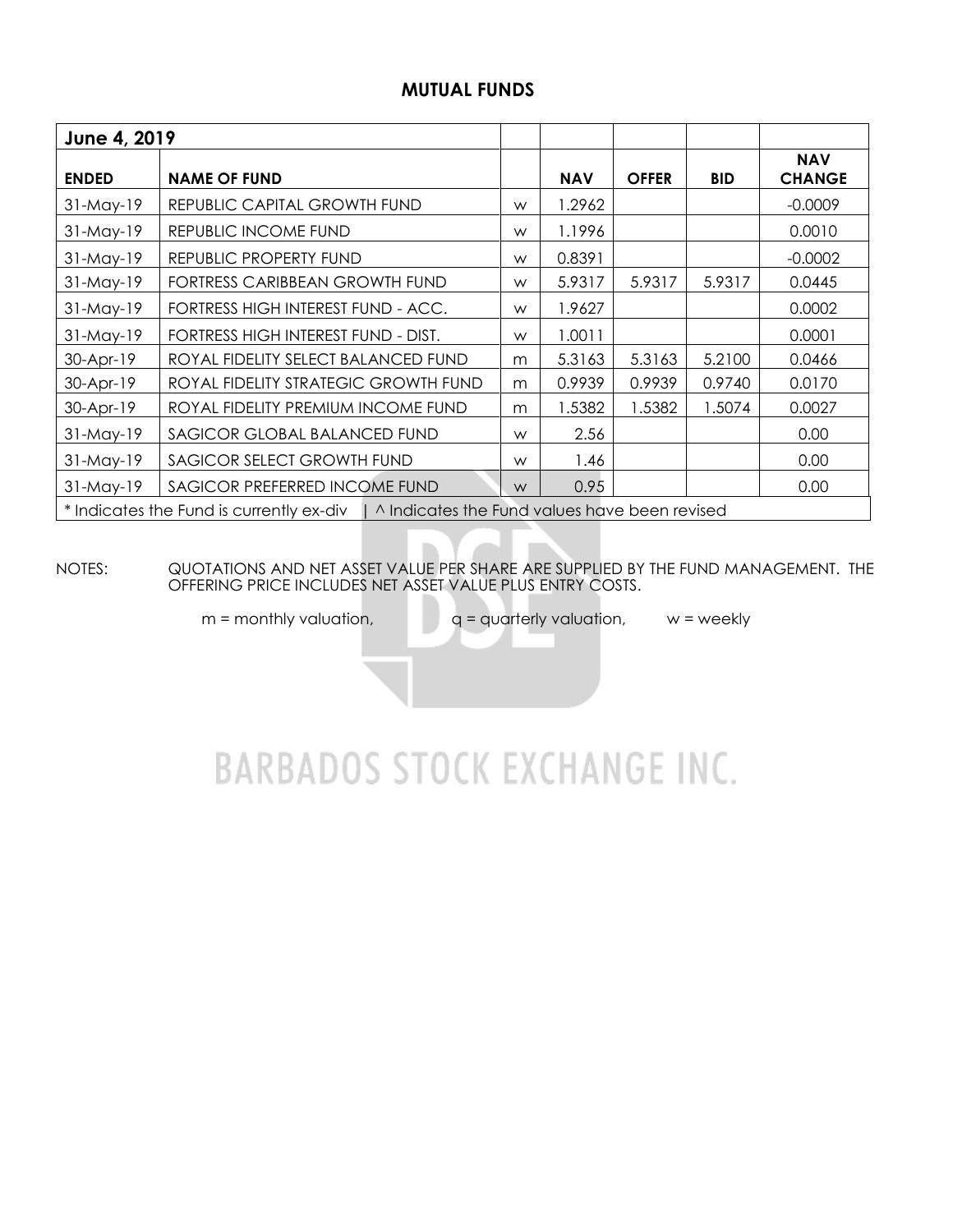## MUTUAL FUNDS

| **June 4, 2019** | | | | | | |
|---|---|---|---|---|---|---|
| **ENDED** | **NAME OF FUND** | | **NAV** | **OFFER** | **BID** | **NAV CHANGE** |
| 31-May-19 | REPUBLIC CAPITAL GROWTH FUND | w | 1.2962 | | | -0.0009 |
| 31-May-19 | REPUBLIC INCOME FUND | w | 1.1996 | | | 0.0010 |
| 31-May-19 | REPUBLIC PROPERTY FUND | w | 0.8391 | | | -0.0002 |
| 31-May-19 | FORTRESS CARIBBEAN GROWTH FUND | w | 5.9317 | 5.9317 | 5.9317 | 0.0445 |
| 31-May-19 | FORTRESS HIGH INTEREST FUND - ACC. | w | 1.9627 | | | 0.0002 |
| 31-May-19 | FORTRESS HIGH INTEREST FUND - DIST. | w | 1.0011 | | | 0.0001 |
| 30-Apr-19 | ROYAL FIDELITY SELECT BALANCED FUND | m | 5.3163 | 5.3163 | 5.2100 | 0.0466 |
| 30-Apr-19 | ROYAL FIDELITY STRATEGIC GROWTH FUND | m | 0.9939 | 0.9939 | 0.9740 | 0.0170 |
| 30-Apr-19 | ROYAL FIDELITY PREMIUM INCOME FUND | m | 1.5382 | 1.5382 | 1.5074 | 0.0027 |
| 31-May-19 | SAGICOR GLOBAL BALANCED FUND | w | 2.56 | | | 0.00 |
| 31-May-19 | SAGICOR SELECT GROWTH FUND | w | 1.46 | | | 0.00 |
| 31-May-19 | SAGICOR PREFERRED INCOME FUND | w | 0.95 | | | 0.00 |
| * Indicates the Fund is currently ex-div \| ^ Indicates the Fund values have been revised | | | | | | |

NOTES: QUOTATIONS AND NET ASSET VALUE PER SHARE ARE SUPPLIED BY THE FUND MANAGEMENT. THE OFFERING PRICE INCLUDES NET ASSET VALUE PLUS ENTRY COSTS.

m = monthly valuation, q = quarterly valuation, w = weekly

BARBADOS STOCK EXCHANGE INC.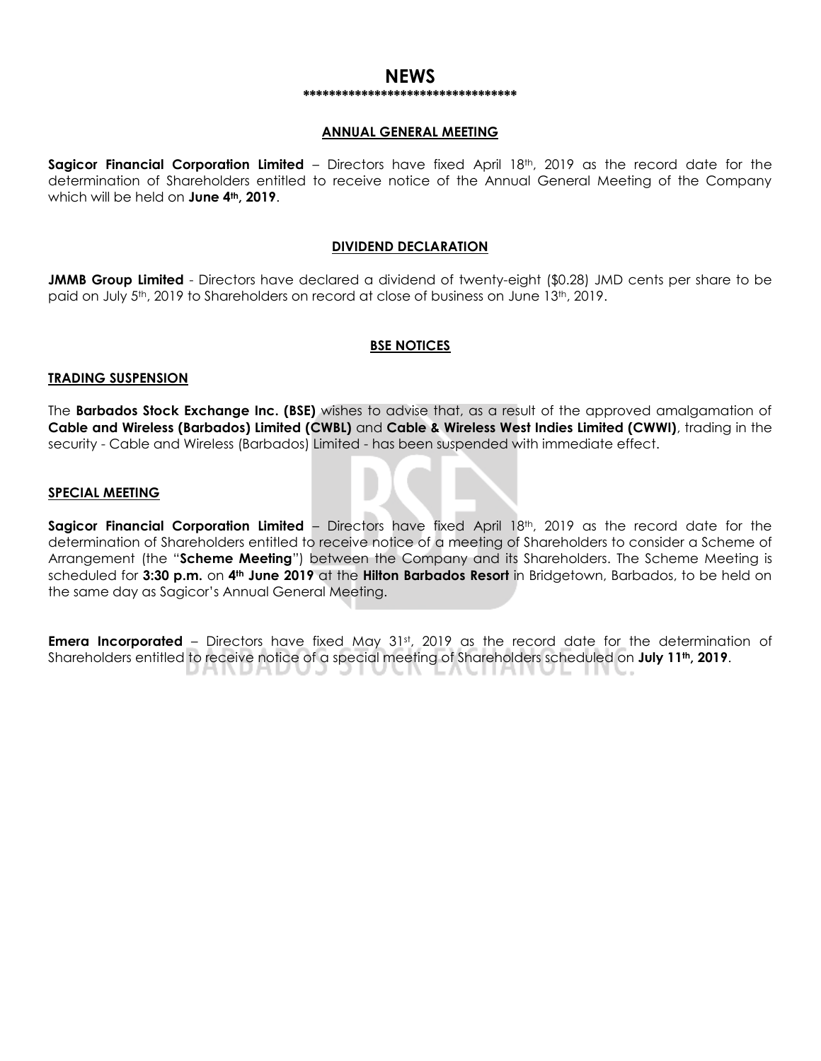# NEWS

\*\*\*\*\*\*\*\*\*\*\*\*\*\*\*\*\*\*\*\*\*\*\*\*\*\*\*\*\*\*\*\*\*\*

### ANNUAL GENERAL MEETING

**Sagicor Financial Corporation Limited** – Directors have fixed April 18th, 2019 as the record date for the determination of Shareholders entitled to receive notice of the Annual General Meeting of the Company which will be held on **June 4th, 2019**.

### DIVIDEND DECLARATION

**JMMB Group Limited** - Directors have declared a dividend of twenty-eight ($0.28) JMD cents per share to be paid on July 5th, 2019 to Shareholders on record at close of business on June 13th, 2019.

### BSE NOTICES

#### TRADING SUSPENSION

The **Barbados Stock Exchange Inc. (BSE)** wishes to advise that, as a result of the approved amalgamation of **Cable and Wireless (Barbados) Limited (CWBL)** and **Cable & Wireless West Indies Limited (CWWI)**, trading in the security - Cable and Wireless (Barbados) Limited - has been suspended with immediate effect.

#### SPECIAL MEETING

**Sagicor Financial Corporation Limited** – Directors have fixed April 18th, 2019 as the record date for the determination of Shareholders entitled to receive notice of a meeting of Shareholders to consider a Scheme of Arrangement (the "**Scheme Meeting**") between the Company and its Shareholders. The Scheme Meeting is scheduled for **3:30 p.m.** on **4th June 2019** at the **Hilton Barbados Resort** in Bridgetown, Barbados, to be held on the same day as Sagicor's Annual General Meeting.

**Emera Incorporated** – Directors have fixed May 31st, 2019 as the record date for the determination of Shareholders entitled to receive notice of a special meeting of Shareholders scheduled on **July 11th, 2019**.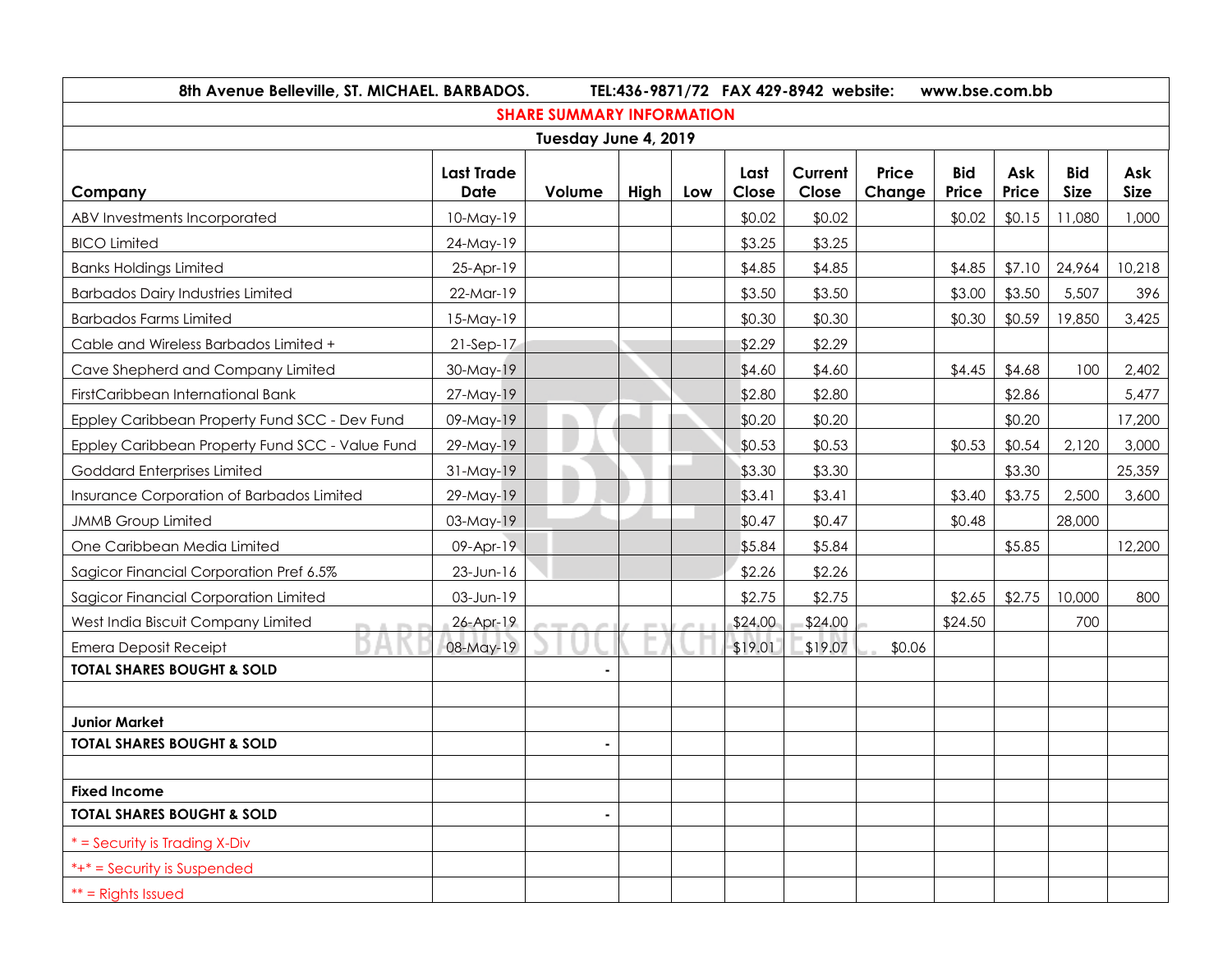**8th Avenue Belleville, ST. MICHAEL. BARBADOS. TEL:436-9871/72 FAX 429-8942 website: www.bse.com.bb**

## SHARE SUMMARY INFORMATION

**Tuesday June 4, 2019**

| Company | Last Trade Date | Volume | High | Low | Last Close | Current Close | Price Change | Bid Price | Ask Price | Bid Size | Ask Size |
|---|---|---|---|---|---|---|---|---|---|---|---|
| ABV Investments Incorporated | 10-May-19 | | | | $0.02 | $0.02 | | $0.02 | $0.15 | 11,080 | 1,000 |
| BICO Limited | 24-May-19 | | | | $3.25 | $3.25 | | | | | |
| Banks Holdings Limited | 25-Apr-19 | | | | $4.85 | $4.85 | | $4.85 | $7.10 | 24,964 | 10,218 |
| Barbados Dairy Industries Limited | 22-Mar-19 | | | | $3.50 | $3.50 | | $3.00 | $3.50 | 5,507 | 396 |
| Barbados Farms Limited | 15-May-19 | | | | $0.30 | $0.30 | | $0.30 | $0.59 | 19,850 | 3,425 |
| Cable and Wireless Barbados Limited + | 21-Sep-17 | | | | $2.29 | $2.29 | | | | | |
| Cave Shepherd and Company Limited | 30-May-19 | | | | $4.60 | $4.60 | | $4.45 | $4.68 | 100 | 2,402 |
| FirstCaribbean International Bank | 27-May-19 | | | | $2.80 | $2.80 | | | $2.86 | | 5,477 |
| Eppley Caribbean Property Fund SCC - Dev Fund | 09-May-19 | | | | $0.20 | $0.20 | | | $0.20 | | 17,200 |
| Eppley Caribbean Property Fund SCC - Value Fund | 29-May-19 | | | | $0.53 | $0.53 | | $0.53 | $0.54 | 2,120 | 3,000 |
| Goddard Enterprises Limited | 31-May-19 | | | | $3.30 | $3.30 | | | $3.30 | | 25,359 |
| Insurance Corporation of Barbados Limited | 29-May-19 | | | | $3.41 | $3.41 | | $3.40 | $3.75 | 2,500 | 3,600 |
| JMMB Group Limited | 03-May-19 | | | | $0.47 | $0.47 | | $0.48 | | 28,000 | |
| One Caribbean Media Limited | 09-Apr-19 | | | | $5.84 | $5.84 | | | $5.85 | | 12,200 |
| Sagicor Financial Corporation Pref 6.5% | 23-Jun-16 | | | | $2.26 | $2.26 | | | | | |
| Sagicor Financial Corporation Limited | 03-Jun-19 | | | | $2.75 | $2.75 | | $2.65 | $2.75 | 10,000 | 800 |
| West India Biscuit Company Limited | 26-Apr-19 | | | | $24.00 | $24.00 | | $24.50 | | 700 | |
| Emera Deposit Receipt | 08-May-19 | | | | $19.01 | $19.07 | $0.06 | | | | |
| **TOTAL SHARES BOUGHT & SOLD** | | - | | | | | | | | | |
| | | | | | | | | | | | |
| **Junior Market** | | | | | | | | | | | |
| **TOTAL SHARES BOUGHT & SOLD** | | - | | | | | | | | | |
| | | | | | | | | | | | |
| **Fixed Income** | | | | | | | | | | | |
| **TOTAL SHARES BOUGHT & SOLD** | | - | | | | | | | | | |
| * = Security is Trading X-Div | | | | | | | | | | | |
| *+* = Security is Suspended | | | | | | | | | | | |
| ** = Rights Issued | | | | | | | | | | | |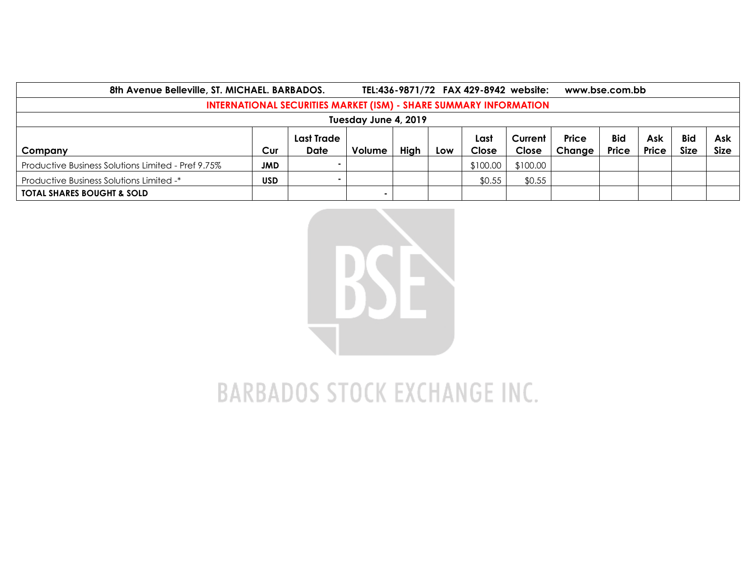| 8th Avenue Belleville, ST. MICHAEL. BARBADOS. TEL:436-9871/72 FAX 429-8942 website: www.bse.com.bb | | | | | | | | | | | | | |
|---|---|---|---|---|---|---|---|---|---|---|---|---|---|
| **INTERNATIONAL SECURITIES MARKET (ISM) - SHARE SUMMARY INFORMATION** | | | | | | | | | | | | | |
| **Tuesday June 4, 2019** | | | | | | | | | | | | | |
| **Company** | **Cur** | **Last Trade Date** | **Volume** | **High** | **Low** | **Last Close** | **Current Close** | **Price Change** | **Bid Price** | **Ask Price** | **Bid Size** | **Ask Size** |
| Productive Business Solutions Limited - Pref 9.75% | **JMD** | - | | | | $100.00 | $100.00 | | | | | |
| Productive Business Solutions Limited -* | **USD** | - | | | | $0.55 | $0.55 | | | | | |
| **TOTAL SHARES BOUGHT & SOLD** | | | - | | | | | | | | | |

BARBADOS STOCK EXCHANGE INC.